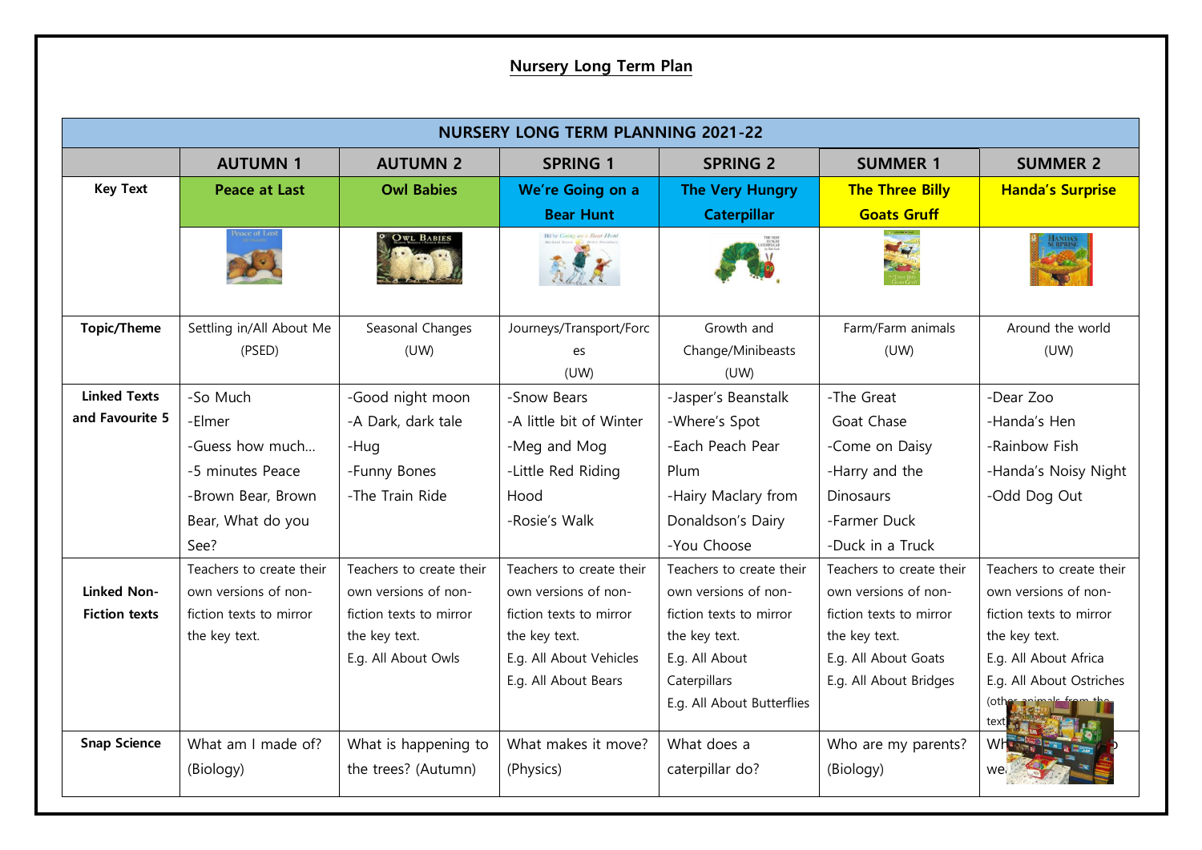# Nursery Long Term Plan

| NURSERY LONG TERM PLANNING 2021-22 | | | | | | |
|---|---|---|---|---|---|---|
| | **AUTUMN 1** | **AUTUMN 2** | **SPRING 1** | **SPRING 2** | **SUMMER 1** | **SUMMER 2** |
| **Key Text** | **Peace at Last** | **Owl Babies** | **We're Going on a Bear Hunt** | **The Very Hungry Caterpillar** | **The Three Billy Goats Gruff** | **Handa's Surprise** |
| **Topic/Theme** | Settling in/All About Me (PSED) | Seasonal Changes (UW) | Journeys/Transport/Forces (UW) | Growth and Change/Minibeasts (UW) | Farm/Farm animals (UW) | Around the world (UW) |
| **Linked Texts and Favourite 5** | -So Much<br>-Elmer<br>-Guess how much…<br>-5 minutes Peace<br>-Brown Bear, Brown Bear, What do you See? | -Good night moon<br>-A Dark, dark tale<br>-Hug<br>-Funny Bones<br>-The Train Ride | -Snow Bears<br>-A little bit of Winter<br>-Meg and Mog<br>-Little Red Riding Hood<br>-Rosie's Walk | -Jasper's Beanstalk<br>-Where's Spot<br>-Each Peach Pear Plum<br>-Hairy Maclary from Donaldson's Dairy<br>-You Choose | -The Great Goat Chase<br>-Come on Daisy<br>-Harry and the Dinosaurs<br>-Farmer Duck<br>-Duck in a Truck | -Dear Zoo<br>-Handa's Hen<br>-Rainbow Fish<br>-Handa's Noisy Night<br>-Odd Dog Out |
| **Linked Non-Fiction texts** | Teachers to create their own versions of non-fiction texts to mirror the key text. | Teachers to create their own versions of non-fiction texts to mirror the key text.<br>E.g. All About Owls | Teachers to create their own versions of non-fiction texts to mirror the key text.<br>E.g. All About Vehicles<br>E.g. All About Bears | Teachers to create their own versions of non-fiction texts to mirror the key text.<br>E.g. All About Caterpillars<br>E.g. All About Butterflies | Teachers to create their own versions of non-fiction texts to mirror the key text.<br>E.g. All About Goats<br>E.g. All About Bridges | Teachers to create their own versions of non-fiction texts to mirror the key text.<br>E.g. All About Africa<br>E.g. All About Ostriches (other animals from the text) |
| **Snap Science** | What am I made of? (Biology) | What is happening to the trees? (Autumn) | What makes it move? (Physics) | What does a caterpillar do? | Who are my parents? (Biology) | Wh… we… |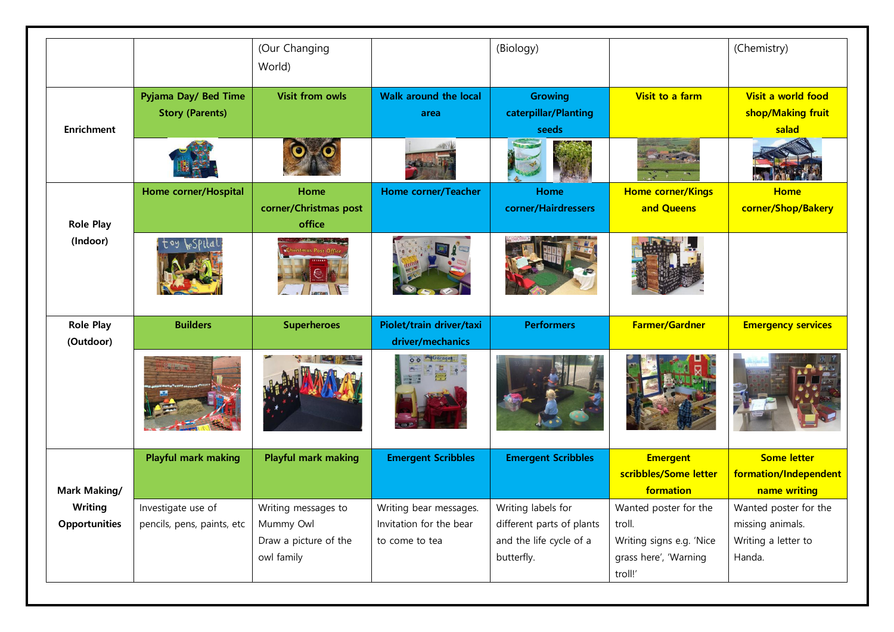| | | (Our Changing World) | | (Biology) | | (Chemistry) |
|---|---|---|---|---|---|---|
| **Enrichment** | **Pyjama Day/ Bed Time Story (Parents)** | **Visit from owls** | **Walk around the local area** | **Growing caterpillar/Planting seeds** | **Visit to a farm** | **Visit a world food shop/Making fruit salad** |
| **Role Play (Indoor)** | **Home corner/Hospital** | **Home corner/Christmas post office** | **Home corner/Teacher** | **Home corner/Hairdressers** | **Home corner/Kings and Queens** | **Home corner/Shop/Bakery** |
| **Role Play (Outdoor)** | **Builders** | **Superheroes** | **Piolet/train driver/taxi driver/mechanics** | **Performers** | **Farmer/Gardner** | **Emergency services** |
| **Mark Making/ Writing Opportunities** | **Playful mark making** | **Playful mark making** | **Emergent Scribbles** | **Emergent Scribbles** | **Emergent scribbles/Some letter formation** | **Some letter formation/Independent name writing** |
| | Investigate use of pencils, pens, paints, etc | Writing messages to Mummy Owl<br>Draw a picture of the owl family | Writing bear messages. Invitation for the bear to come to tea | Writing labels for different parts of plants and the life cycle of a butterfly. | Wanted poster for the troll.<br>Writing signs e.g. 'Nice grass here', 'Warning troll!' | Wanted poster for the missing animals.<br>Writing a letter to Handa. |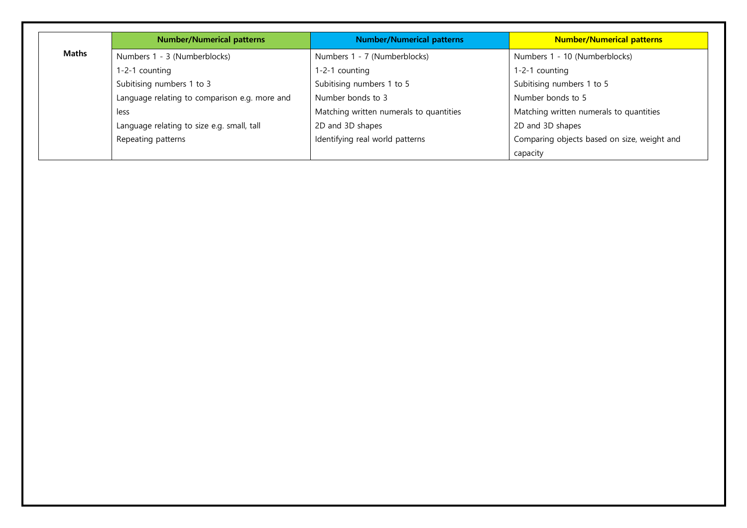| | Number/Numerical patterns | Number/Numerical patterns | Number/Numerical patterns |
|---|---|---|---|
| **Maths** | Numbers 1 - 3 (Numberblocks)<br>1-2-1 counting<br>Subitising numbers 1 to 3<br>Language relating to comparison e.g. more and less<br>Language relating to size e.g. small, tall<br>Repeating patterns | Numbers 1 - 7 (Numberblocks)<br>1-2-1 counting<br>Subitising numbers 1 to 5<br>Number bonds to 3<br>Matching written numerals to quantities<br>2D and 3D shapes<br>Identifying real world patterns | Numbers 1 - 10 (Numberblocks)<br>1-2-1 counting<br>Subitising numbers 1 to 5<br>Number bonds to 5<br>Matching written numerals to quantities<br>2D and 3D shapes<br>Comparing objects based on size, weight and capacity |